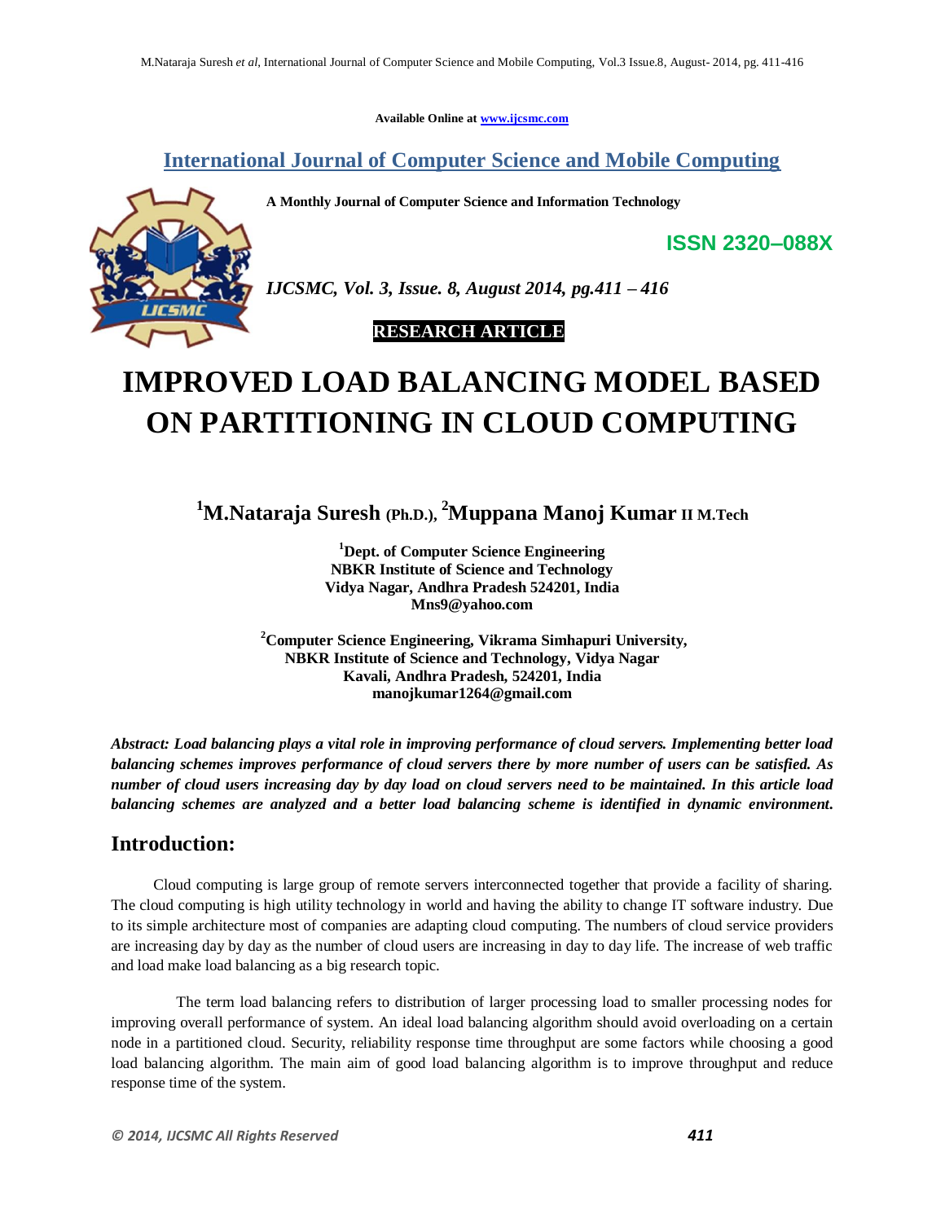Available Online at www.ijcsmc.com

# International Journal of Computer Science and Mobile Computing

**A Monthly Journal of Computer Science and Information Technology**

**ISSN 2320–088X**

*IJCSMC, Vol. 3, Issue. 8, August 2014, pg.411 – 416*

**RESEARCH ARTICLE**

# IMPROVED LOAD BALANCING MODEL BASED ON PARTITIONING IN CLOUD COMPUTING

**[1]M.Nataraja Suresh (Ph.D.), [2]Muppana Manoj Kumar II M.Tech**

**[1]Dept. of Computer Science Engineering**
**NBKR Institute of Science and Technology**
**Vidya Nagar, Andhra Pradesh 524201, India**
**Mns9@yahoo.com**

**[2]Computer Science Engineering, Vikrama Simhapuri University,**
**NBKR Institute of Science and Technology, Vidya Nagar**
**Kavali, Andhra Pradesh, 524201, India**
**manojkumar1264@gmail.com**

***Abstract: Load balancing plays a vital role in improving performance of cloud servers. Implementing better load balancing schemes improves performance of cloud servers there by more number of users can be satisfied. As number of cloud users increasing day by day load on cloud servers need to be maintained. In this article load balancing schemes are analyzed and a better load balancing scheme is identified in dynamic environment.***

## Introduction:

Cloud computing is large group of remote servers interconnected together that provide a facility of sharing. The cloud computing is high utility technology in world and having the ability to change IT software industry. Due to its simple architecture most of companies are adapting cloud computing. The numbers of cloud service providers are increasing day by day as the number of cloud users are increasing in day to day life. The increase of web traffic and load make load balancing as a big research topic.

The term load balancing refers to distribution of larger processing load to smaller processing nodes for improving overall performance of system. An ideal load balancing algorithm should avoid overloading on a certain node in a partitioned cloud. Security, reliability response time throughput are some factors while choosing a good load balancing algorithm. The main aim of good load balancing algorithm is to improve throughput and reduce response time of the system.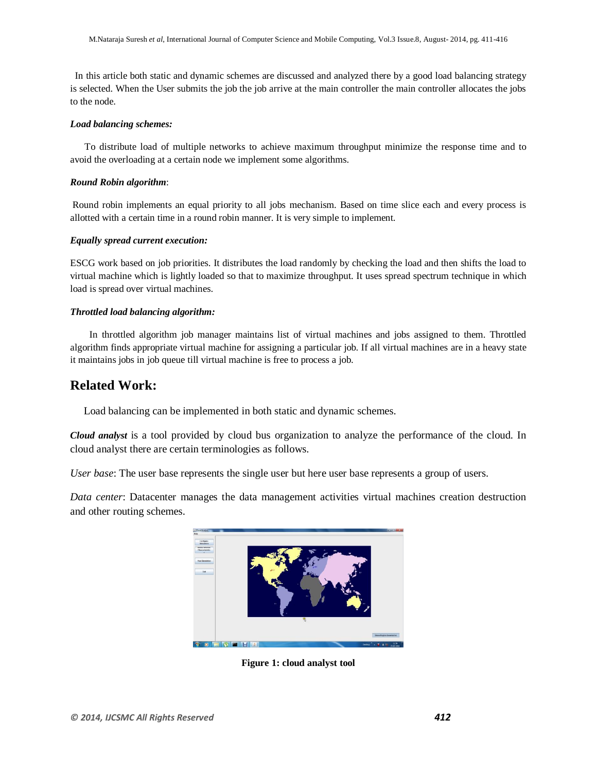In this article both static and dynamic schemes are discussed and analyzed there by a good load balancing strategy is selected. When the User submits the job the job arrive at the main controller the main controller allocates the jobs to the node.

***Load balancing schemes:***

To distribute load of multiple networks to achieve maximum throughput minimize the response time and to avoid the overloading at a certain node we implement some algorithms.

***Round Robin algorithm***:

Round robin implements an equal priority to all jobs mechanism. Based on time slice each and every process is allotted with a certain time in a round robin manner. It is very simple to implement.

***Equally spread current execution:***

ESCG work based on job priorities. It distributes the load randomly by checking the load and then shifts the load to virtual machine which is lightly loaded so that to maximize throughput. It uses spread spectrum technique in which load is spread over virtual machines.

***Throttled load balancing algorithm:***

In throttled algorithm job manager maintains list of virtual machines and jobs assigned to them. Throttled algorithm finds appropriate virtual machine for assigning a particular job. If all virtual machines are in a heavy state it maintains jobs in job queue till virtual machine is free to process a job.

## Related Work:

Load balancing can be implemented in both static and dynamic schemes.

***Cloud analyst*** is a tool provided by cloud bus organization to analyze the performance of the cloud. In cloud analyst there are certain terminologies as follows.

*User base*: The user base represents the single user but here user base represents a group of users.

*Data center*: Datacenter manages the data management activities virtual machines creation destruction and other routing schemes.

**Figure 1: cloud analyst tool**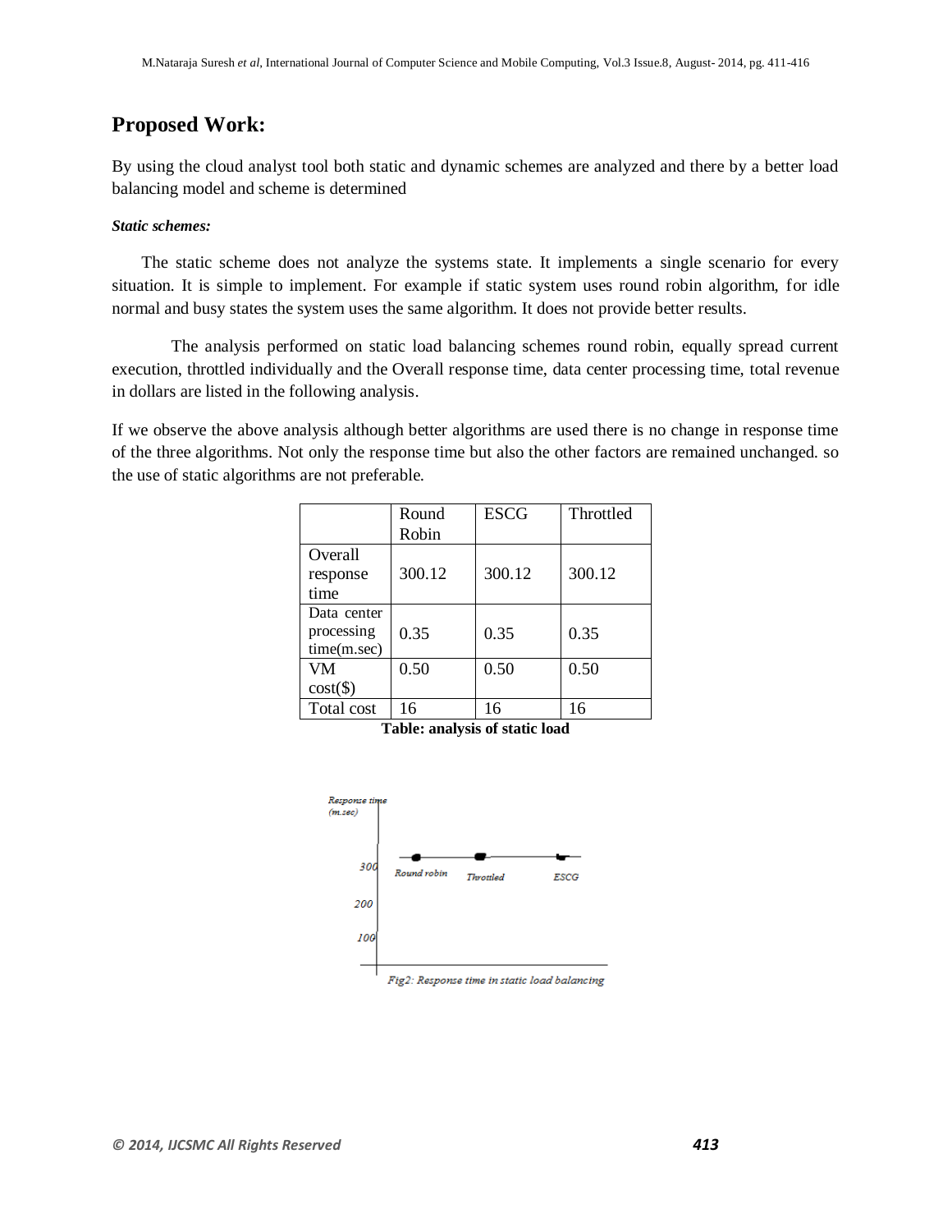## Proposed Work:

By using the cloud analyst tool both static and dynamic schemes are analyzed and there by a better load balancing model and scheme is determined

***Static schemes:***

The static scheme does not analyze the systems state. It implements a single scenario for every situation. It is simple to implement. For example if static system uses round robin algorithm, for idle normal and busy states the system uses the same algorithm. It does not provide better results.

The analysis performed on static load balancing schemes round robin, equally spread current execution, throttled individually and the Overall response time, data center processing time, total revenue in dollars are listed in the following analysis.

If we observe the above analysis although better algorithms are used there is no change in response time of the three algorithms. Not only the response time but also the other factors are remained unchanged. so the use of static algorithms are not preferable.

| | Round Robin | ESCG | Throttled |
|---|---|---|---|
| Overall response time | 300.12 | 300.12 | 300.12 |
| Data center processing time(m.sec) | 0.35 | 0.35 | 0.35 |
| VM cost($) | 0.50 | 0.50 | 0.50 |
| Total cost | 16 | 16 | 16 |

**Table: analysis of static load**

*Fig2: Response time in static load balancing*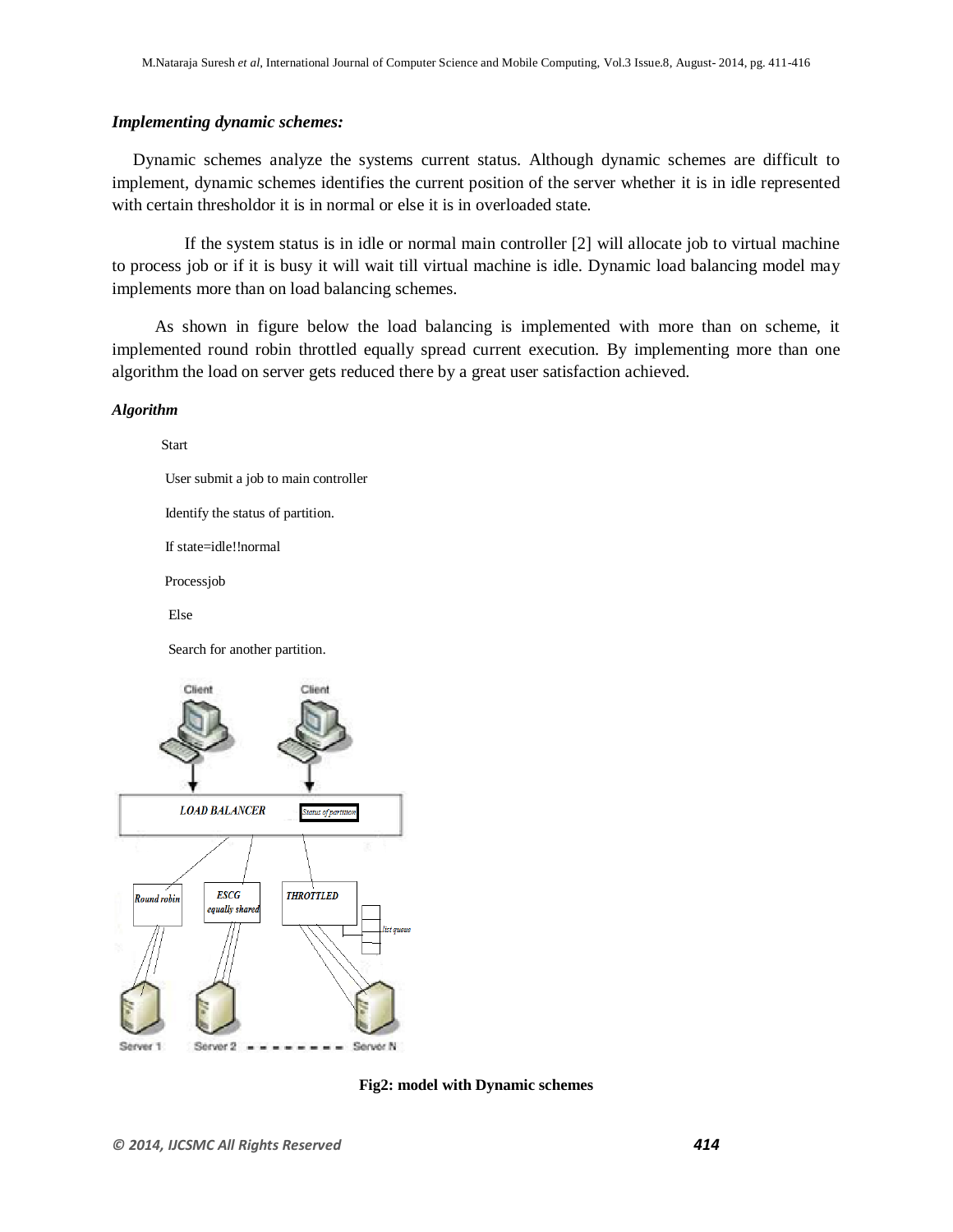### *Implementing dynamic schemes:*

Dynamic schemes analyze the systems current status. Although dynamic schemes are difficult to implement, dynamic schemes identifies the current position of the server whether it is in idle represented with certain thresholdor it is in normal or else it is in overloaded state.

If the system status is in idle or normal main controller [2] will allocate job to virtual machine to process job or if it is busy it will wait till virtual machine is idle. Dynamic load balancing model may implements more than on load balancing schemes.

As shown in figure below the load balancing is implemented with more than on scheme, it implemented round robin throttled equally spread current execution. By implementing more than one algorithm the load on server gets reduced there by a great user satisfaction achieved.

### *Algorithm*

Start

User submit a job to main controller

Identify the status of partition.

If state=idle!!normal

Processjob

Else

Search for another partition.

**Fig2: model with Dynamic schemes**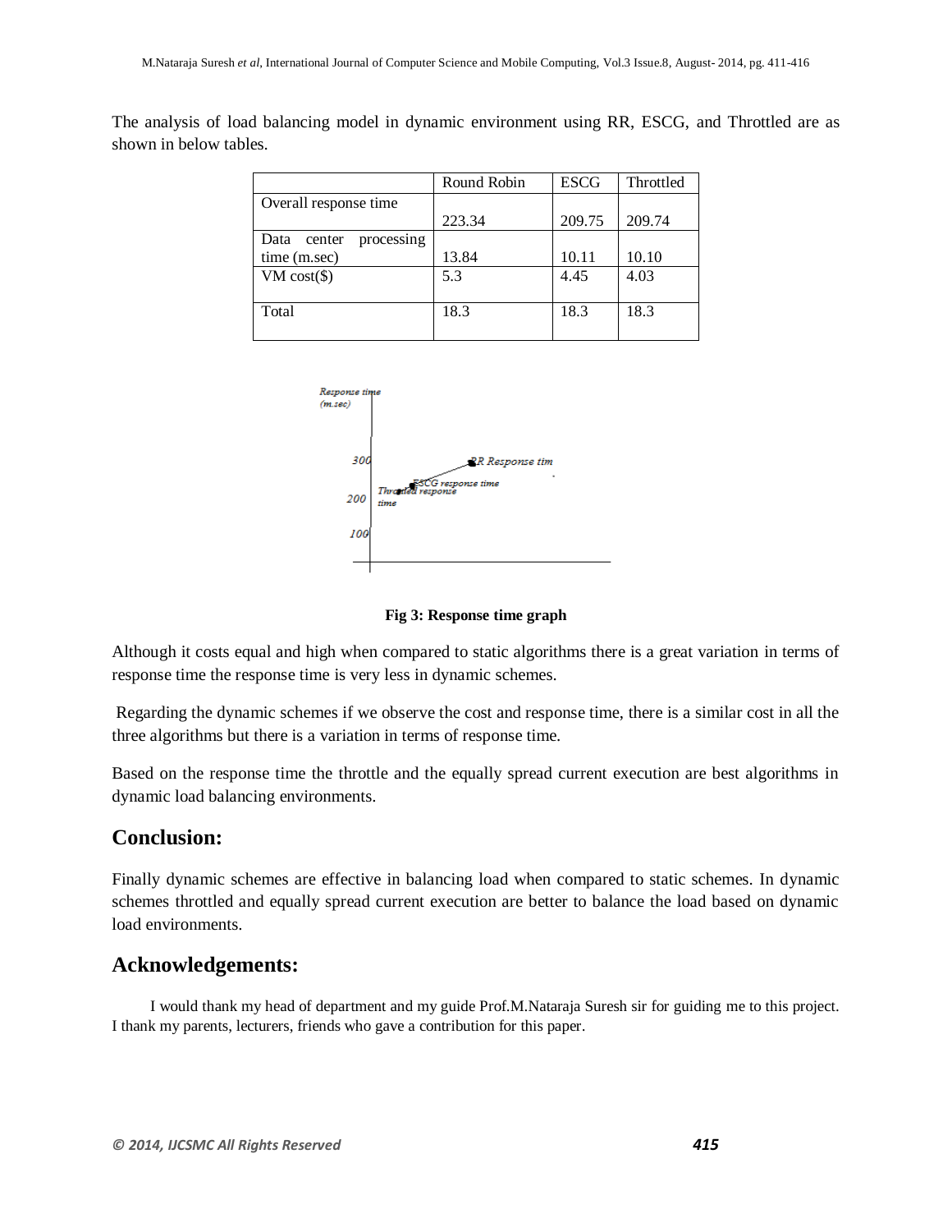The analysis of load balancing model in dynamic environment using RR, ESCG, and Throttled are as shown in below tables.

| | Round Robin | ESCG | Throttled |
|---|---|---|---|
| Overall response time | 223.34 | 209.75 | 209.74 |
| Data center processing time (m.sec) | 13.84 | 10.11 | 10.10 |
| VM cost($) | 5.3 | 4.45 | 4.03 |
| Total | 18.3 | 18.3 | 18.3 |

**Fig 3: Response time graph**

Although it costs equal and high when compared to static algorithms there is a great variation in terms of response time the response time is very less in dynamic schemes.

Regarding the dynamic schemes if we observe the cost and response time, there is a similar cost in all the three algorithms but there is a variation in terms of response time.

Based on the response time the throttle and the equally spread current execution are best algorithms in dynamic load balancing environments.

## Conclusion:

Finally dynamic schemes are effective in balancing load when compared to static schemes. In dynamic schemes throttled and equally spread current execution are better to balance the load based on dynamic load environments.

## Acknowledgements:

I would thank my head of department and my guide Prof.M.Nataraja Suresh sir for guiding me to this project. I thank my parents, lecturers, friends who gave a contribution for this paper.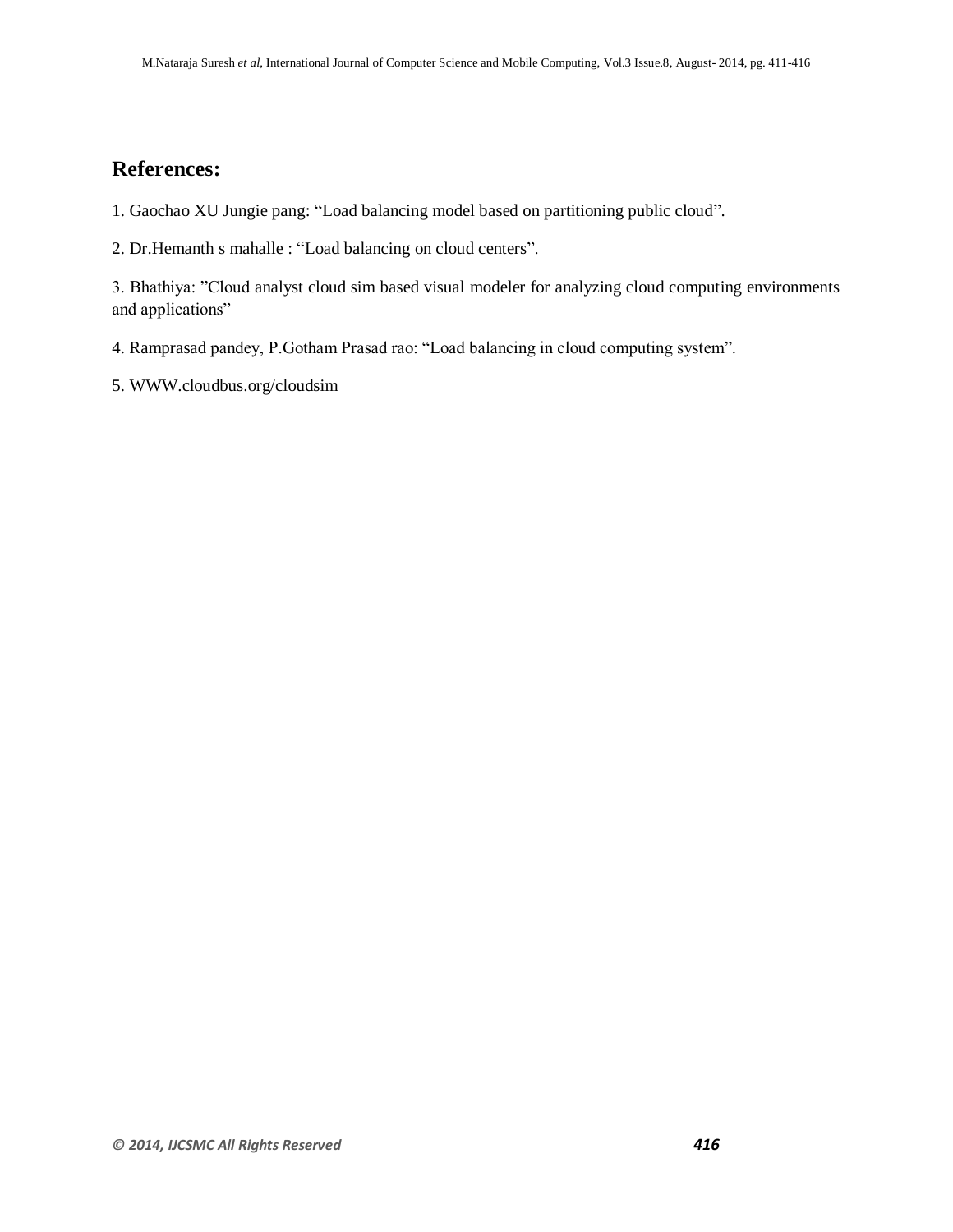## References:

1. Gaochao XU Jungie pang: “Load balancing model based on partitioning public cloud”.

2. Dr.Hemanth s mahalle : “Load balancing on cloud centers”.

3. Bhathiya: ”Cloud analyst cloud sim based visual modeler for analyzing cloud computing environments and applications”

4. Ramprasad pandey, P.Gotham Prasad rao: “Load balancing in cloud computing system”.

5. WWW.cloudbus.org/cloudsim